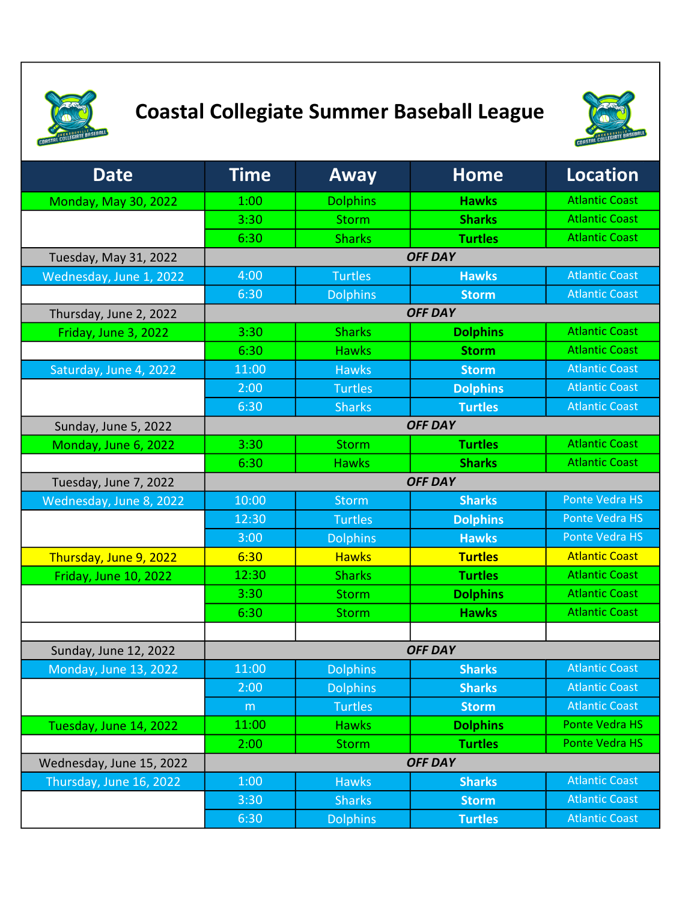# Coastal Collegiate Summer Baseball League

| Date | Time | Away | Home | Location |
|---|---|---|---|---|
| Monday, May 30, 2022 | 1:00 | Dolphins | **Hawks** | Atlantic Coast |
| | 3:30 | Storm | **Sharks** | Atlantic Coast |
| | 6:30 | Sharks | **Turtles** | Atlantic Coast |
| Tuesday, May 31, 2022 | | ***OFF DAY*** | | |
| Wednesday, June 1, 2022 | 4:00 | Turtles | **Hawks** | Atlantic Coast |
| | 6:30 | Dolphins | **Storm** | Atlantic Coast |
| Thursday, June 2, 2022 | | ***OFF DAY*** | | |
| Friday, June 3, 2022 | 3:30 | Sharks | **Dolphins** | Atlantic Coast |
| | 6:30 | Hawks | **Storm** | Atlantic Coast |
| Saturday, June 4, 2022 | 11:00 | Hawks | **Storm** | Atlantic Coast |
| | 2:00 | Turtles | **Dolphins** | Atlantic Coast |
| | 6:30 | Sharks | **Turtles** | Atlantic Coast |
| Sunday, June 5, 2022 | | ***OFF DAY*** | | |
| Monday, June 6, 2022 | 3:30 | Storm | **Turtles** | Atlantic Coast |
| | 6:30 | Hawks | **Sharks** | Atlantic Coast |
| Tuesday, June 7, 2022 | | ***OFF DAY*** | | |
| Wednesday, June 8, 2022 | 10:00 | Storm | **Sharks** | Ponte Vedra HS |
| | 12:30 | Turtles | **Dolphins** | Ponte Vedra HS |
| | 3:00 | Dolphins | **Hawks** | Ponte Vedra HS |
| Thursday, June 9, 2022 | 6:30 | Hawks | **Turtles** | Atlantic Coast |
| Friday, June 10, 2022 | 12:30 | Sharks | **Turtles** | Atlantic Coast |
| | 3:30 | Storm | **Dolphins** | Atlantic Coast |
| | 6:30 | Storm | **Hawks** | Atlantic Coast |
| | | | | |
| Sunday, June 12, 2022 | | ***OFF DAY*** | | |
| Monday, June 13, 2022 | 11:00 | Dolphins | **Sharks** | Atlantic Coast |
| | 2:00 | Dolphins | **Sharks** | Atlantic Coast |
| | m | Turtles | **Storm** | Atlantic Coast |
| Tuesday, June 14, 2022 | 11:00 | Hawks | **Dolphins** | Ponte Vedra HS |
| | 2:00 | Storm | **Turtles** | Ponte Vedra HS |
| Wednesday, June 15, 2022 | | ***OFF DAY*** | | |
| Thursday, June 16, 2022 | 1:00 | Hawks | **Sharks** | Atlantic Coast |
| | 3:30 | Sharks | **Storm** | Atlantic Coast |
| | 6:30 | Dolphins | **Turtles** | Atlantic Coast |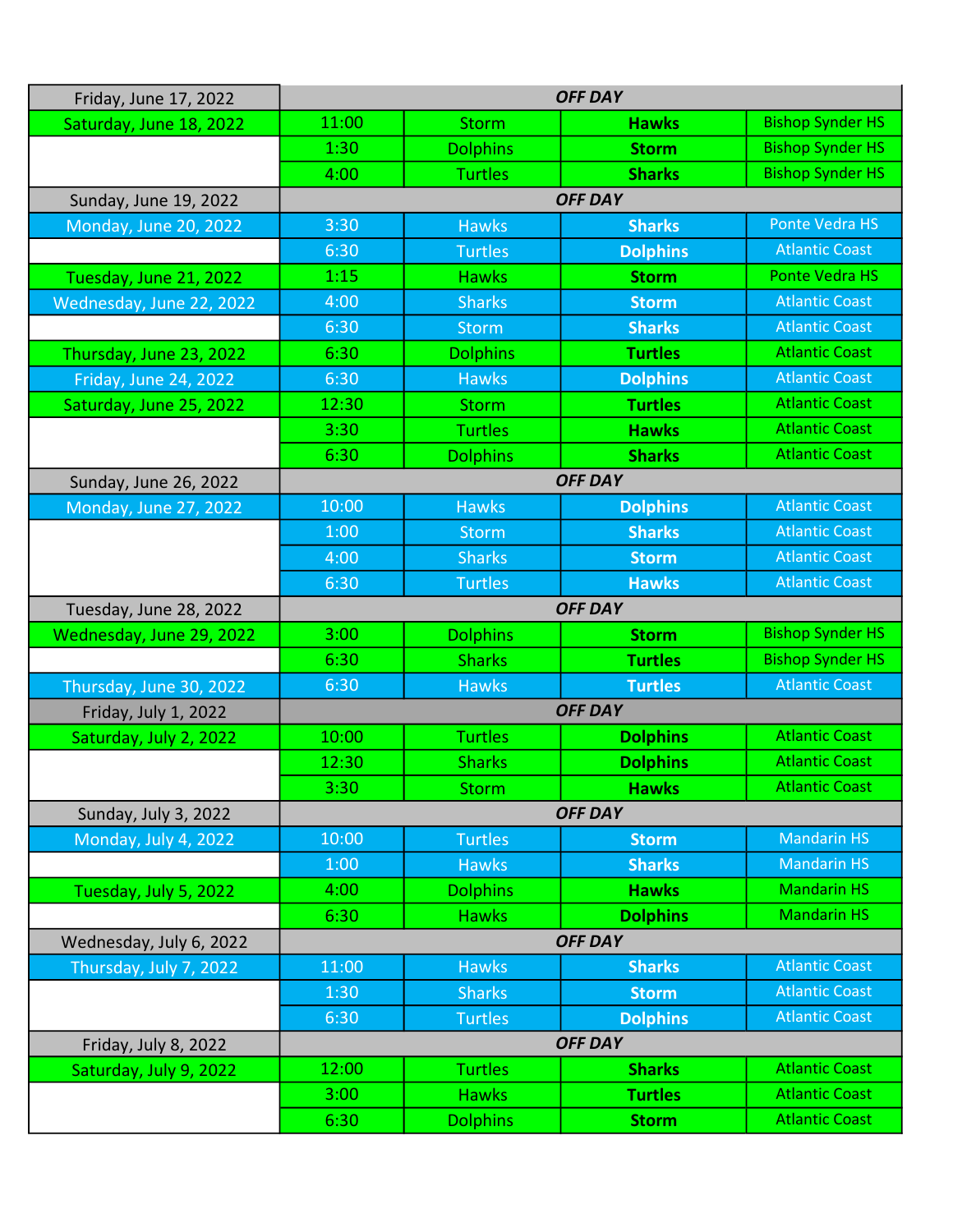| | | | | |
|---|---|---|---|---|
| Friday, June 17, 2022 | ***OFF DAY*** | | | |
| Saturday, June 18, 2022 | 11:00 | Storm | **Hawks** | Bishop Synder HS |
| | 1:30 | Dolphins | **Storm** | Bishop Synder HS |
| | 4:00 | Turtles | **Sharks** | Bishop Synder HS |
| Sunday, June 19, 2022 | ***OFF DAY*** | | | |
| Monday, June 20, 2022 | 3:30 | Hawks | **Sharks** | Ponte Vedra HS |
| | 6:30 | Turtles | **Dolphins** | Atlantic Coast |
| Tuesday, June 21, 2022 | 1:15 | Hawks | **Storm** | Ponte Vedra HS |
| Wednesday, June 22, 2022 | 4:00 | Sharks | **Storm** | Atlantic Coast |
| | 6:30 | Storm | **Sharks** | Atlantic Coast |
| Thursday, June 23, 2022 | 6:30 | Dolphins | **Turtles** | Atlantic Coast |
| Friday, June 24, 2022 | 6:30 | Hawks | **Dolphins** | Atlantic Coast |
| Saturday, June 25, 2022 | 12:30 | Storm | **Turtles** | Atlantic Coast |
| | 3:30 | Turtles | **Hawks** | Atlantic Coast |
| | 6:30 | Dolphins | **Sharks** | Atlantic Coast |
| Sunday, June 26, 2022 | ***OFF DAY*** | | | |
| Monday, June 27, 2022 | 10:00 | Hawks | **Dolphins** | Atlantic Coast |
| | 1:00 | Storm | **Sharks** | Atlantic Coast |
| | 4:00 | Sharks | **Storm** | Atlantic Coast |
| | 6:30 | Turtles | **Hawks** | Atlantic Coast |
| Tuesday, June 28, 2022 | ***OFF DAY*** | | | |
| Wednesday, June 29, 2022 | 3:00 | Dolphins | **Storm** | Bishop Synder HS |
| | 6:30 | Sharks | **Turtles** | Bishop Synder HS |
| Thursday, June 30, 2022 | 6:30 | Hawks | **Turtles** | Atlantic Coast |
| Friday, July 1, 2022 | ***OFF DAY*** | | | |
| Saturday, July 2, 2022 | 10:00 | Turtles | **Dolphins** | Atlantic Coast |
| | 12:30 | Sharks | **Dolphins** | Atlantic Coast |
| | 3:30 | Storm | **Hawks** | Atlantic Coast |
| Sunday, July 3, 2022 | ***OFF DAY*** | | | |
| Monday, July 4, 2022 | 10:00 | Turtles | **Storm** | Mandarin HS |
| | 1:00 | Hawks | **Sharks** | Mandarin HS |
| Tuesday, July 5, 2022 | 4:00 | Dolphins | **Hawks** | Mandarin HS |
| | 6:30 | Hawks | **Dolphins** | Mandarin HS |
| Wednesday, July 6, 2022 | ***OFF DAY*** | | | |
| Thursday, July 7, 2022 | 11:00 | Hawks | **Sharks** | Atlantic Coast |
| | 1:30 | Sharks | **Storm** | Atlantic Coast |
| | 6:30 | Turtles | **Dolphins** | Atlantic Coast |
| Friday, July 8, 2022 | ***OFF DAY*** | | | |
| Saturday, July 9, 2022 | 12:00 | Turtles | **Sharks** | Atlantic Coast |
| | 3:00 | Hawks | **Turtles** | Atlantic Coast |
| | 6:30 | Dolphins | **Storm** | Atlantic Coast |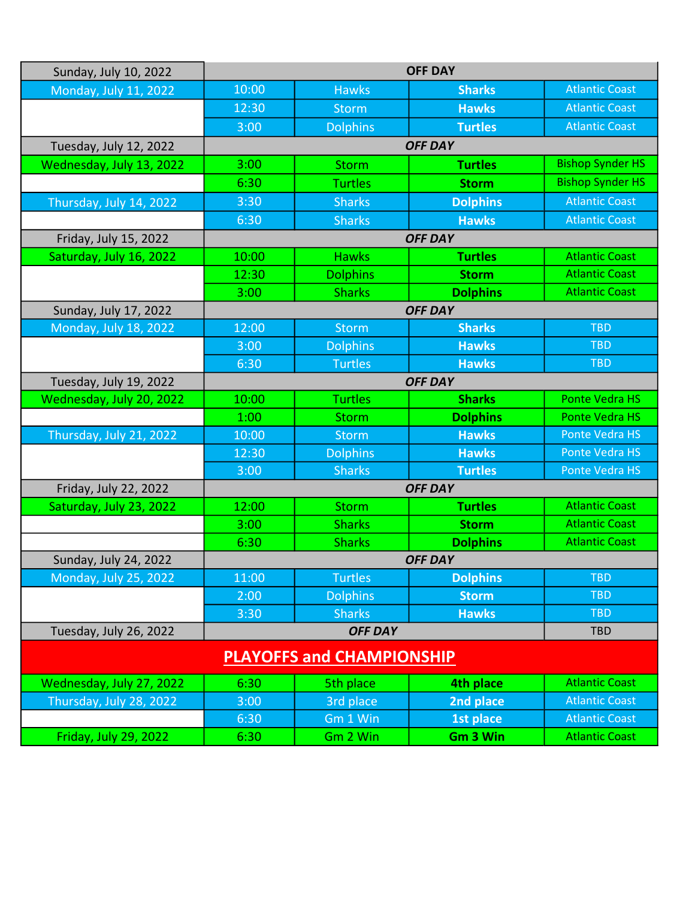| | | | | |
|---|---|---|---|---|
| Sunday, July 10, 2022 | **OFF DAY** | | | |
| Monday, July 11, 2022 | 10:00 | Hawks | **Sharks** | Atlantic Coast |
| | 12:30 | Storm | **Hawks** | Atlantic Coast |
| | 3:00 | Dolphins | **Turtles** | Atlantic Coast |
| Tuesday, July 12, 2022 | ***OFF DAY*** | | | |
| Wednesday, July 13, 2022 | 3:00 | Storm | **Turtles** | Bishop Synder HS |
| | 6:30 | Turtles | **Storm** | Bishop Synder HS |
| Thursday, July 14, 2022 | 3:30 | Sharks | **Dolphins** | Atlantic Coast |
| | 6:30 | Sharks | **Hawks** | Atlantic Coast |
| Friday, July 15, 2022 | ***OFF DAY*** | | | |
| Saturday, July 16, 2022 | 10:00 | Hawks | **Turtles** | Atlantic Coast |
| | 12:30 | Dolphins | **Storm** | Atlantic Coast |
| | 3:00 | Sharks | **Dolphins** | Atlantic Coast |
| Sunday, July 17, 2022 | ***OFF DAY*** | | | |
| Monday, July 18, 2022 | 12:00 | Storm | **Sharks** | TBD |
| | 3:00 | Dolphins | **Hawks** | TBD |
| | 6:30 | Turtles | **Hawks** | TBD |
| Tuesday, July 19, 2022 | ***OFF DAY*** | | | |
| Wednesday, July 20, 2022 | 10:00 | Turtles | **Sharks** | Ponte Vedra HS |
| | 1:00 | Storm | **Dolphins** | Ponte Vedra HS |
| Thursday, July 21, 2022 | 10:00 | Storm | **Hawks** | Ponte Vedra HS |
| | 12:30 | Dolphins | **Hawks** | Ponte Vedra HS |
| | 3:00 | Sharks | **Turtles** | Ponte Vedra HS |
| Friday, July 22, 2022 | ***OFF DAY*** | | | |
| Saturday, July 23, 2022 | 12:00 | Storm | **Turtles** | Atlantic Coast |
| | 3:00 | Sharks | **Storm** | Atlantic Coast |
| | 6:30 | Sharks | **Dolphins** | Atlantic Coast |
| Sunday, July 24, 2022 | ***OFF DAY*** | | | |
| Monday, July 25, 2022 | 11:00 | Turtles | **Dolphins** | TBD |
| | 2:00 | Dolphins | **Storm** | TBD |
| | 3:30 | Sharks | **Hawks** | TBD |
| Tuesday, July 26, 2022 | ***OFF DAY*** | | | TBD |
| **PLAYOFFS and CHAMPIONSHIP** | | | | |
| Wednesday, July 27, 2022 | 6:30 | 5th place | **4th place** | Atlantic Coast |
| Thursday, July 28, 2022 | 3:00 | 3rd place | **2nd place** | Atlantic Coast |
| | 6:30 | Gm 1 Win | **1st place** | Atlantic Coast |
| Friday, July 29, 2022 | 6:30 | Gm 2 Win | **Gm 3 Win** | Atlantic Coast |